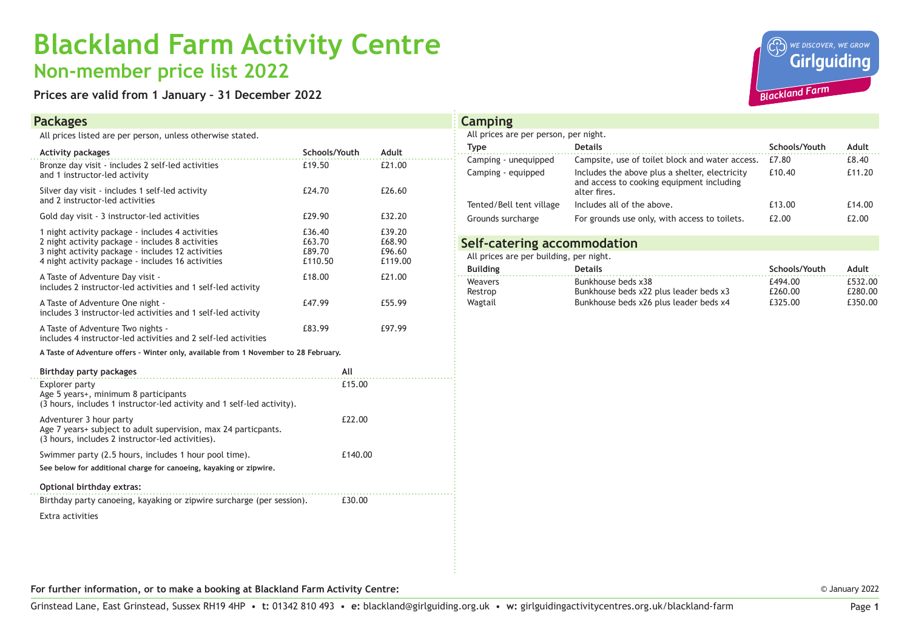# Blackland Farm Activity Centre

## Non-member price list 2022

**Prices are valid from 1 January – 31 December 2022**

## Packages

All prices listed are per person, unless otherwise stated.

| Activity packages | Schools/Youth | Adult |
|---|---|---|
| Bronze day visit - includes 2 self-led activities and 1 instructor-led activity | £19.50 | £21.00 |
| Silver day visit - includes 1 self-led activity and 2 instructor-led activities | £24.70 | £26.60 |
| Gold day visit - 3 instructor-led activities | £29.90 | £32.20 |
| 1 night activity package - includes 4 activities | £36.40 | £39.20 |
| 2 night activity package - includes 8 activities | £63.70 | £68.90 |
| 3 night activity package - includes 12 activities | £89.70 | £96.60 |
| 4 night activity package - includes 16 activities | £110.50 | £119.00 |
| A Taste of Adventure Day visit - includes 2 instructor-led activities and 1 self-led activity | £18.00 | £21.00 |
| A Taste of Adventure One night - includes 3 instructor-led activities and 1 self-led activity | £47.99 | £55.99 |
| A Taste of Adventure Two nights - includes 4 instructor-led activities and 2 self-led activities | £83.99 | £97.99 |

**A Taste of Adventure offers - Winter only, available from 1 November to 28 February.**

| Birthday party packages | All |
|---|---|
| Explorer party<br>Age 5 years+, minimum 8 participants<br>(3 hours, includes 1 instructor-led activity and 1 self-led activity). | £15.00 |
| Adventurer 3 hour party<br>Age 7 years+ subject to adult supervision, max 24 particpants.<br>(3 hours, includes 2 instructor-led activities). | £22.00 |
| Swimmer party (2.5 hours, includes 1 hour pool time). | £140.00 |

**See below for additional charge for canoeing, kayaking or zipwire.**

| Optional birthday extras: | |
|---|---|
| Birthday party canoeing, kayaking or zipwire surcharge (per session). | £30.00 |
| Extra activities | |

## Camping

All prices are per person, per night.

| Type | Details | Schools/Youth | Adult |
|---|---|---|---|
| Camping - unequipped | Campsite, use of toilet block and water access. | £7.80 | £8.40 |
| Camping - equipped | Includes the above plus a shelter, electricity and access to cooking equipment including alter fires. | £10.40 | £11.20 |
| Tented/Bell tent village | Includes all of the above. | £13.00 | £14.00 |
| Grounds surcharge | For grounds use only, with access to toilets. | £2.00 | £2.00 |

## Self-catering accommodation

All prices are per building, per night.

| Building | Details | Schools/Youth | Adult |
|---|---|---|---|
| Weavers | Bunkhouse beds x38 | £494.00 | £532.00 |
| Restrop | Bunkhouse beds x22 plus leader beds x3 | £260.00 | £280.00 |
| Wagtail | Bunkhouse beds x26 plus leader beds x4 | £325.00 | £350.00 |

**For further information, or to make a booking at Blackland Farm Activity Centre:**

© January 2022

Grinstead Lane, East Grinstead, Sussex RH19 4HP • **t:** 01342 810 493 • **e:** blackland@girlguiding.org.uk • **w:** girlguidingactivitycentres.org.uk/blackland-farm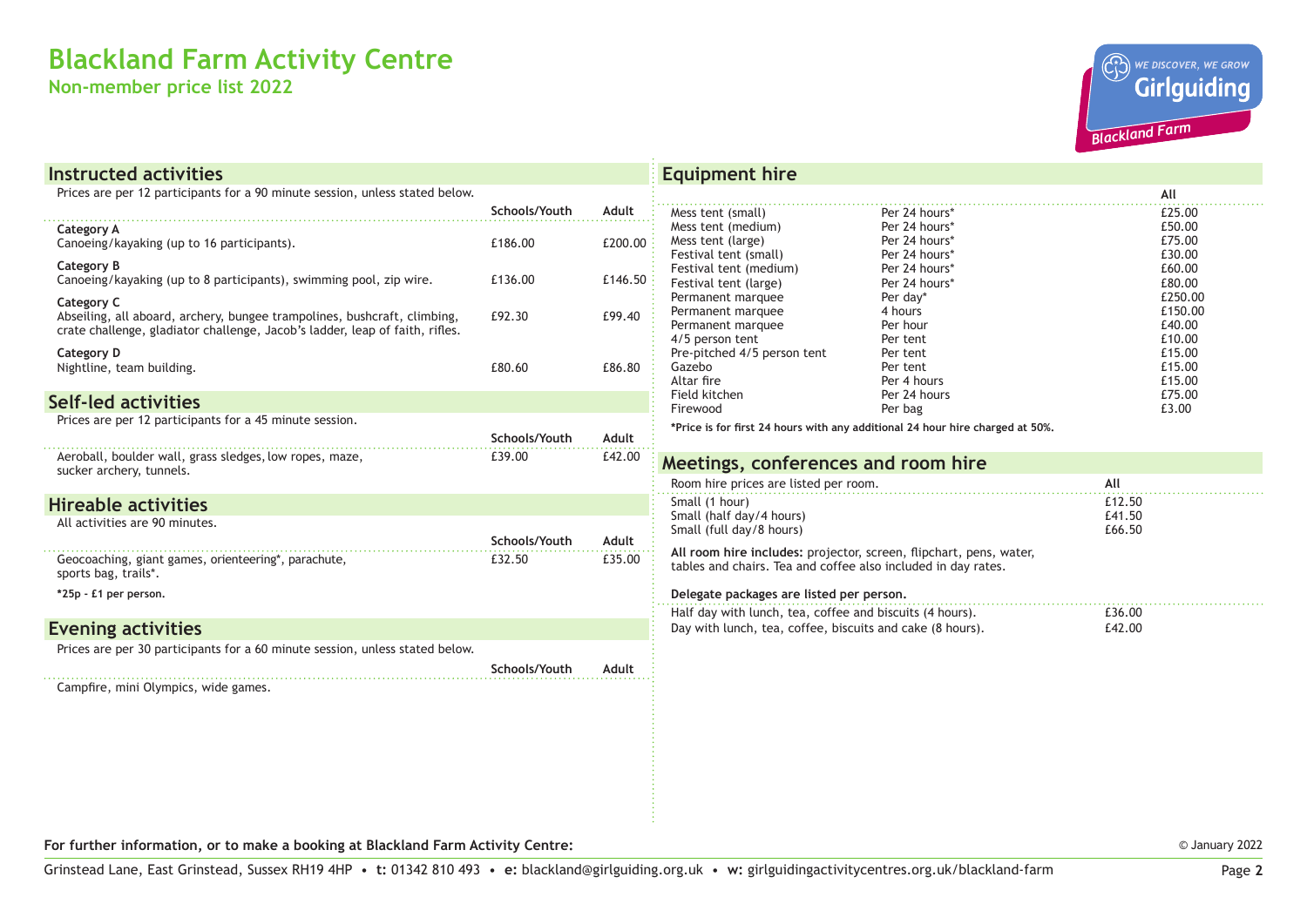# Blackland Farm Activity Centre

## Non-member price list 2022

## Instructed activities

Prices are per 12 participants for a 90 minute session, unless stated below.

| | Schools/Youth | Adult |
|---|---|---|
| **Category A**<br>Canoeing/kayaking (up to 16 participants). | £186.00 | £200.00 |
| **Category B**<br>Canoeing/kayaking (up to 8 participants), swimming pool, zip wire. | £136.00 | £146.50 |
| **Category C**<br>Abseiling, all aboard, archery, bungee trampolines, bushcraft, climbing, crate challenge, gladiator challenge, Jacob's ladder, leap of faith, rifles. | £92.30 | £99.40 |
| **Category D**<br>Nightline, team building. | £80.60 | £86.80 |

## Self-led activities

Prices are per 12 participants for a 45 minute session.

| | Schools/Youth | Adult |
|---|---|---|
| Aeroball, boulder wall, grass sledges, low ropes, maze, sucker archery, tunnels. | £39.00 | £42.00 |

## Hireable activities

All activities are 90 minutes.

| | Schools/Youth | Adult |
|---|---|---|
| Geocoaching, giant games, orienteering*, parachute, sports bag, trails*. | £32.50 | £35.00 |

**\*25p - £1 per person.**

## Evening activities

Prices are per 30 participants for a 60 minute session, unless stated below.

| | Schools/Youth | Adult |
|---|---|---|
| Campfire, mini Olympics, wide games. | | |

## Equipment hire

| | | All |
|---|---|---|
| Mess tent (small) | Per 24 hours* | £25.00 |
| Mess tent (medium) | Per 24 hours* | £50.00 |
| Mess tent (large) | Per 24 hours* | £75.00 |
| Festival tent (small) | Per 24 hours* | £30.00 |
| Festival tent (medium) | Per 24 hours* | £60.00 |
| Festival tent (large) | Per 24 hours* | £80.00 |
| Permanent marquee | Per day* | £250.00 |
| Permanent marquee | 4 hours | £150.00 |
| Permanent marquee | Per hour | £40.00 |
| 4/5 person tent | Per tent | £10.00 |
| Pre-pitched 4/5 person tent | Per tent | £15.00 |
| Gazebo | Per tent | £15.00 |
| Altar fire | Per 4 hours | £15.00 |
| Field kitchen | Per 24 hours | £75.00 |
| Firewood | Per bag | £3.00 |

**\*Price is for first 24 hours with any additional 24 hour hire charged at 50%.**

## Meetings, conferences and room hire

| Room hire prices are listed per room. | All |
|---|---|
| Small (1 hour) | £12.50 |
| Small (half day/4 hours) | £41.50 |
| Small (full day/8 hours) | £66.50 |

**All room hire includes:** projector, screen, flipchart, pens, water, tables and chairs. Tea and coffee also included in day rates.

| **Delegate packages are listed per person.** | |
|---|---|
| Half day with lunch, tea, coffee and biscuits (4 hours). | £36.00 |
| Day with lunch, tea, coffee, biscuits and cake (8 hours). | £42.00 |

**For further information, or to make a booking at Blackland Farm Activity Centre:**

Grinstead Lane, East Grinstead, Sussex RH19 4HP • **t:** 01342 810 493 • **e:** blackland@girlguiding.org.uk • **w:** girlguidingactivitycentres.org.uk/blackland-farm

© January 2022